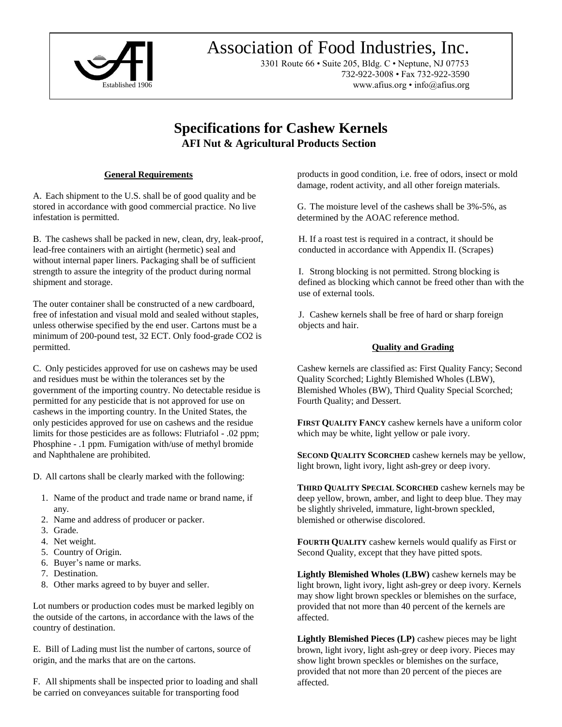# Association of Food Industries, Inc.

3301 Route 66 • Suite 205, Bldg. C • Neptune, NJ 07753
732-922-3008 • Fax 732-922-3590
www.afius.org • info@afius.org

Established 1906

## Specifications for Cashew Kernels

### AFI Nut & Agricultural Products Section

#### General Requirements

A. Each shipment to the U.S. shall be of good quality and be stored in accordance with good commercial practice. No live infestation is permitted.

B. The cashews shall be packed in new, clean, dry, leak-proof, lead-free containers with an airtight (hermetic) seal and without internal paper liners. Packaging shall be of sufficient strength to assure the integrity of the product during normal shipment and storage.

The outer container shall be constructed of a new cardboard, free of infestation and visual mold and sealed without staples, unless otherwise specified by the end user. Cartons must be a minimum of 200-pound test, 32 ECT. Only food-grade $CO_2$ is permitted.

C. Only pesticides approved for use on cashews may be used and residues must be within the tolerances set by the government of the importing country. No detectable residue is permitted for any pesticide that is not approved for use on cashews in the importing country. In the United States, the only pesticides approved for use on cashews and the residue limits for those pesticides are as follows: Flutriafol - .02 ppm; Phosphine - .1 ppm. Fumigation with/use of methyl bromide and Naphthalene are prohibited.

D. All cartons shall be clearly marked with the following:

1. Name of the product and trade name or brand name, if any.
2. Name and address of producer or packer.
3. Grade.
4. Net weight.
5. Country of Origin.
6. Buyer's name or marks.
7. Destination.
8. Other marks agreed to by buyer and seller.

Lot numbers or production codes must be marked legibly on the outside of the cartons, in accordance with the laws of the country of destination.

E. Bill of Lading must list the number of cartons, source of origin, and the marks that are on the cartons.

F. All shipments shall be inspected prior to loading and shall be carried on conveyances suitable for transporting food products in good condition, i.e. free of odors, insect or mold damage, rodent activity, and all other foreign materials.

G. The moisture level of the cashews shall be 3%-5%, as determined by the AOAC reference method.

H. If a roast test is required in a contract, it should be conducted in accordance with Appendix II. (Scrapes)

I. Strong blocking is not permitted. Strong blocking is defined as blocking which cannot be freed other than with the use of external tools.

J. Cashew kernels shall be free of hard or sharp foreign objects and hair.

#### Quality and Grading

Cashew kernels are classified as: First Quality Fancy; Second Quality Scorched; Lightly Blemished Wholes (LBW), Blemished Wholes (BW), Third Quality Special Scorched; Fourth Quality; and Dessert.

**FIRST QUALITY FANCY** cashew kernels have a uniform color which may be white, light yellow or pale ivory.

**SECOND QUALITY SCORCHED** cashew kernels may be yellow, light brown, light ivory, light ash-grey or deep ivory.

**THIRD QUALITY SPECIAL SCORCHED** cashew kernels may be deep yellow, brown, amber, and light to deep blue. They may be slightly shriveled, immature, light-brown speckled, blemished or otherwise discolored.

**FOURTH QUALITY** cashew kernels would qualify as First or Second Quality, except that they have pitted spots.

**Lightly Blemished Wholes (LBW)** cashew kernels may be light brown, light ivory, light ash-grey or deep ivory. Kernels may show light brown speckles or blemishes on the surface, provided that not more than 40 percent of the kernels are affected.

**Lightly Blemished Pieces (LP)** cashew pieces may be light brown, light ivory, light ash-grey or deep ivory. Pieces may show light brown speckles or blemishes on the surface, provided that not more than 20 percent of the pieces are affected.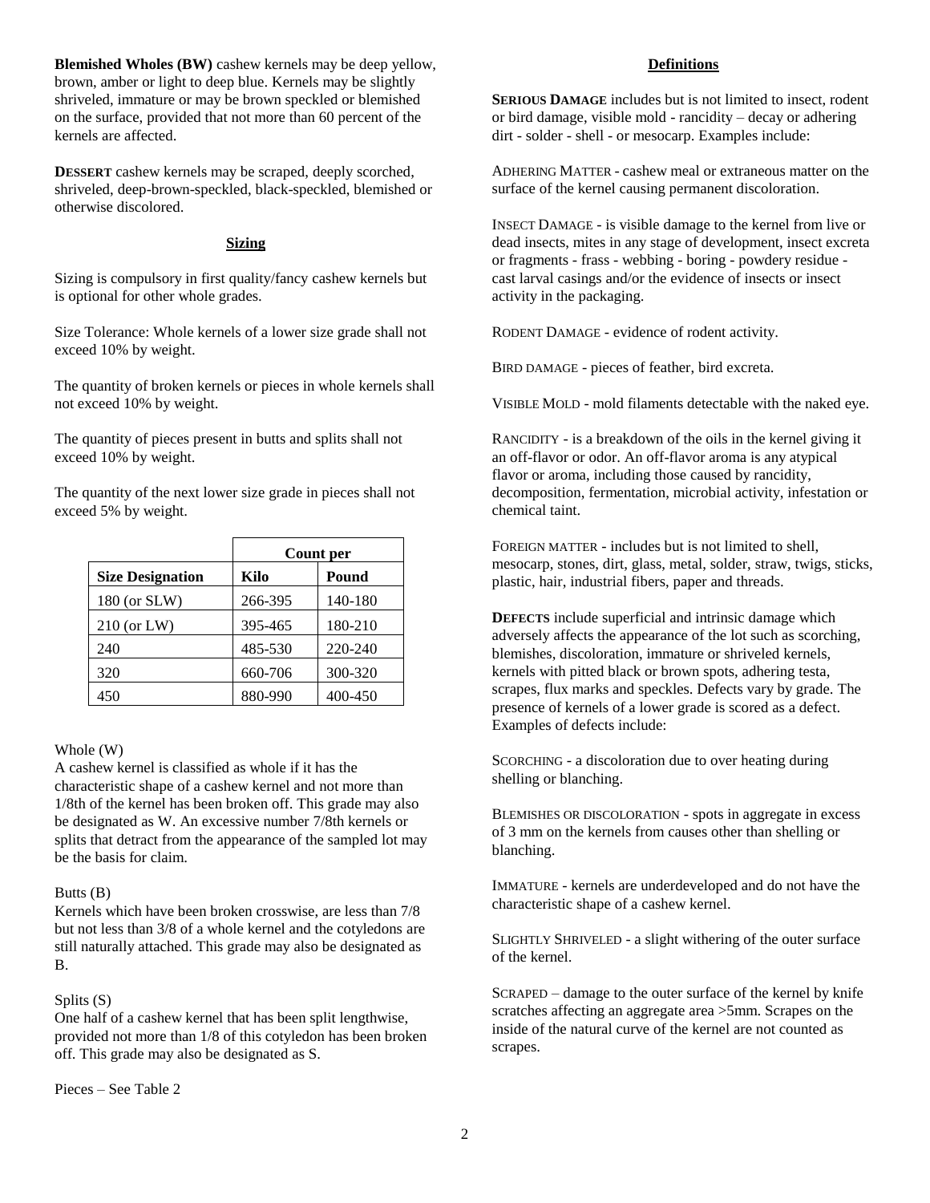**Blemished Wholes (BW)** cashew kernels may be deep yellow, brown, amber or light to deep blue. Kernels may be slightly shriveled, immature or may be brown speckled or blemished on the surface, provided that not more than 60 percent of the kernels are affected.

**DESSERT** cashew kernels may be scraped, deeply scorched, shriveled, deep-brown-speckled, black-speckled, blemished or otherwise discolored.

## Sizing

Sizing is compulsory in first quality/fancy cashew kernels but is optional for other whole grades.

Size Tolerance: Whole kernels of a lower size grade shall not exceed 10% by weight.

The quantity of broken kernels or pieces in whole kernels shall not exceed 10% by weight.

The quantity of pieces present in butts and splits shall not exceed 10% by weight.

The quantity of the next lower size grade in pieces shall not exceed 5% by weight.

| | Count per | |
|---|---|---|
| **Size Designation** | **Kilo** | **Pound** |
| 180 (or SLW) | 266-395 | 140-180 |
| 210 (or LW) | 395-465 | 180-210 |
| 240 | 485-530 | 220-240 |
| 320 | 660-706 | 300-320 |
| 450 | 880-990 | 400-450 |

Whole (W)
A cashew kernel is classified as whole if it has the characteristic shape of a cashew kernel and not more than 1/8th of the kernel has been broken off. This grade may also be designated as W. An excessive number 7/8th kernels or splits that detract from the appearance of the sampled lot may be the basis for claim.

Butts (B)
Kernels which have been broken crosswise, are less than 7/8 but not less than 3/8 of a whole kernel and the cotyledons are still naturally attached. This grade may also be designated as B.

Splits (S)
One half of a cashew kernel that has been split lengthwise, provided not more than 1/8 of this cotyledon has been broken off. This grade may also be designated as S.

Pieces – See Table 2

## Definitions

**SERIOUS DAMAGE** includes but is not limited to insect, rodent or bird damage, visible mold - rancidity – decay or adhering dirt - solder - shell - or mesocarp. Examples include:

ADHERING MATTER - cashew meal or extraneous matter on the surface of the kernel causing permanent discoloration.

INSECT DAMAGE - is visible damage to the kernel from live or dead insects, mites in any stage of development, insect excreta or fragments - frass - webbing - boring - powdery residue - cast larval casings and/or the evidence of insects or insect activity in the packaging.

RODENT DAMAGE - evidence of rodent activity.

BIRD DAMAGE - pieces of feather, bird excreta.

VISIBLE MOLD - mold filaments detectable with the naked eye.

RANCIDITY - is a breakdown of the oils in the kernel giving it an off-flavor or odor. An off-flavor aroma is any atypical flavor or aroma, including those caused by rancidity, decomposition, fermentation, microbial activity, infestation or chemical taint.

FOREIGN MATTER - includes but is not limited to shell, mesocarp, stones, dirt, glass, metal, solder, straw, twigs, sticks, plastic, hair, industrial fibers, paper and threads.

**DEFECTS** include superficial and intrinsic damage which adversely affects the appearance of the lot such as scorching, blemishes, discoloration, immature or shriveled kernels, kernels with pitted black or brown spots, adhering testa, scrapes, flux marks and speckles. Defects vary by grade. The presence of kernels of a lower grade is scored as a defect. Examples of defects include:

SCORCHING - a discoloration due to over heating during shelling or blanching.

BLEMISHES OR DISCOLORATION - spots in aggregate in excess of 3 mm on the kernels from causes other than shelling or blanching.

IMMATURE - kernels are underdeveloped and do not have the characteristic shape of a cashew kernel.

SLIGHTLY SHRIVELED - a slight withering of the outer surface of the kernel.

SCRAPED – damage to the outer surface of the kernel by knife scratches affecting an aggregate area >5mm. Scrapes on the inside of the natural curve of the kernel are not counted as scrapes.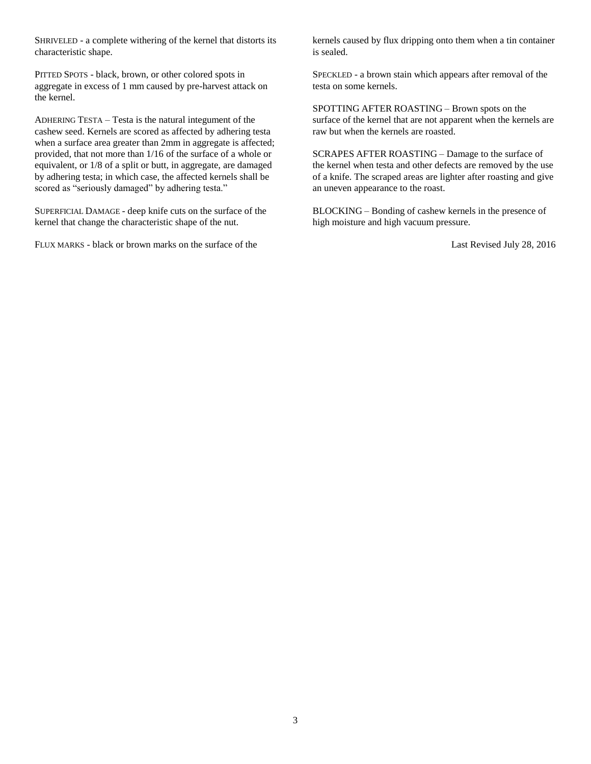SHRIVELED - a complete withering of the kernel that distorts its characteristic shape.

PITTED SPOTS - black, brown, or other colored spots in aggregate in excess of 1 mm caused by pre-harvest attack on the kernel.

ADHERING TESTA – Testa is the natural integument of the cashew seed. Kernels are scored as affected by adhering testa when a surface area greater than 2mm in aggregate is affected; provided, that not more than 1/16 of the surface of a whole or equivalent, or 1/8 of a split or butt, in aggregate, are damaged by adhering testa; in which case, the affected kernels shall be scored as "seriously damaged" by adhering testa."

SUPERFICIAL DAMAGE - deep knife cuts on the surface of the kernel that change the characteristic shape of the nut.

FLUX MARKS - black or brown marks on the surface of the kernels caused by flux dripping onto them when a tin container is sealed.

SPECKLED - a brown stain which appears after removal of the testa on some kernels.

SPOTTING AFTER ROASTING – Brown spots on the surface of the kernel that are not apparent when the kernels are raw but when the kernels are roasted.

SCRAPES AFTER ROASTING – Damage to the surface of the kernel when testa and other defects are removed by the use of a knife. The scraped areas are lighter after roasting and give an uneven appearance to the roast.

BLOCKING – Bonding of cashew kernels in the presence of high moisture and high vacuum pressure.

Last Revised July 28, 2016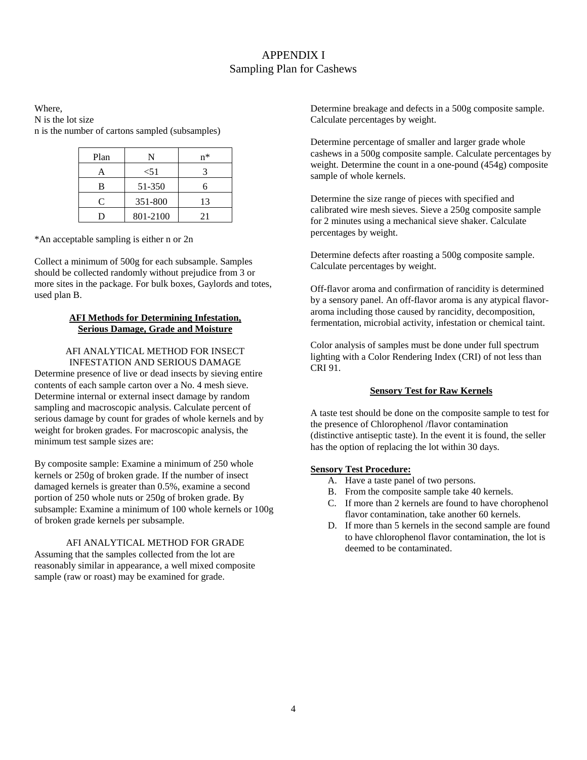# APPENDIX I
## Sampling Plan for Cashews

Where,
N is the lot size
n is the number of cartons sampled (subsamples)

| Plan | N | n* |
|---|---|---|
| A | <51 | 3 |
| B | 51-350 | 6 |
| C | 351-800 | 13 |
| D | 801-2100 | 21 |

*An acceptable sampling is either n or 2n

Collect a minimum of 500g for each subsample. Samples should be collected randomly without prejudice from 3 or more sites in the package. For bulk boxes, Gaylords and totes, used plan B.

**AFI Methods for Determining Infestation, Serious Damage, Grade and Moisture**

AFI ANALYTICAL METHOD FOR INSECT INFESTATION AND SERIOUS DAMAGE

Determine presence of live or dead insects by sieving entire contents of each sample carton over a No. 4 mesh sieve. Determine internal or external insect damage by random sampling and macroscopic analysis. Calculate percent of serious damage by count for grades of whole kernels and by weight for broken grades. For macroscopic analysis, the minimum test sample sizes are:

By composite sample: Examine a minimum of 250 whole kernels or 250g of broken grade. If the number of insect damaged kernels is greater than 0.5%, examine a second portion of 250 whole nuts or 250g of broken grade. By subsample: Examine a minimum of 100 whole kernels or 100g of broken grade kernels per subsample.

AFI ANALYTICAL METHOD FOR GRADE

Assuming that the samples collected from the lot are reasonably similar in appearance, a well mixed composite sample (raw or roast) may be examined for grade.

Determine breakage and defects in a 500g composite sample. Calculate percentages by weight.

Determine percentage of smaller and larger grade whole cashews in a 500g composite sample. Calculate percentages by weight. Determine the count in a one-pound (454g) composite sample of whole kernels.

Determine the size range of pieces with specified and calibrated wire mesh sieves. Sieve a 250g composite sample for 2 minutes using a mechanical sieve shaker. Calculate percentages by weight.

Determine defects after roasting a 500g composite sample. Calculate percentages by weight.

Off-flavor aroma and confirmation of rancidity is determined by a sensory panel. An off-flavor aroma is any atypical flavor-aroma including those caused by rancidity, decomposition, fermentation, microbial activity, infestation or chemical taint.

Color analysis of samples must be done under full spectrum lighting with a Color Rendering Index (CRI) of not less than CRI 91.

**Sensory Test for Raw Kernels**

A taste test should be done on the composite sample to test for the presence of Chlorophenol /flavor contamination (distinctive antiseptic taste). In the event it is found, the seller has the option of replacing the lot within 30 days.

**Sensory Test Procedure:**

A. Have a taste panel of two persons.
B. From the composite sample take 40 kernels.
C. If more than 2 kernels are found to have chorophenol flavor contamination, take another 60 kernels.
D. If more than 5 kernels in the second sample are found to have chlorophenol flavor contamination, the lot is deemed to be contaminated.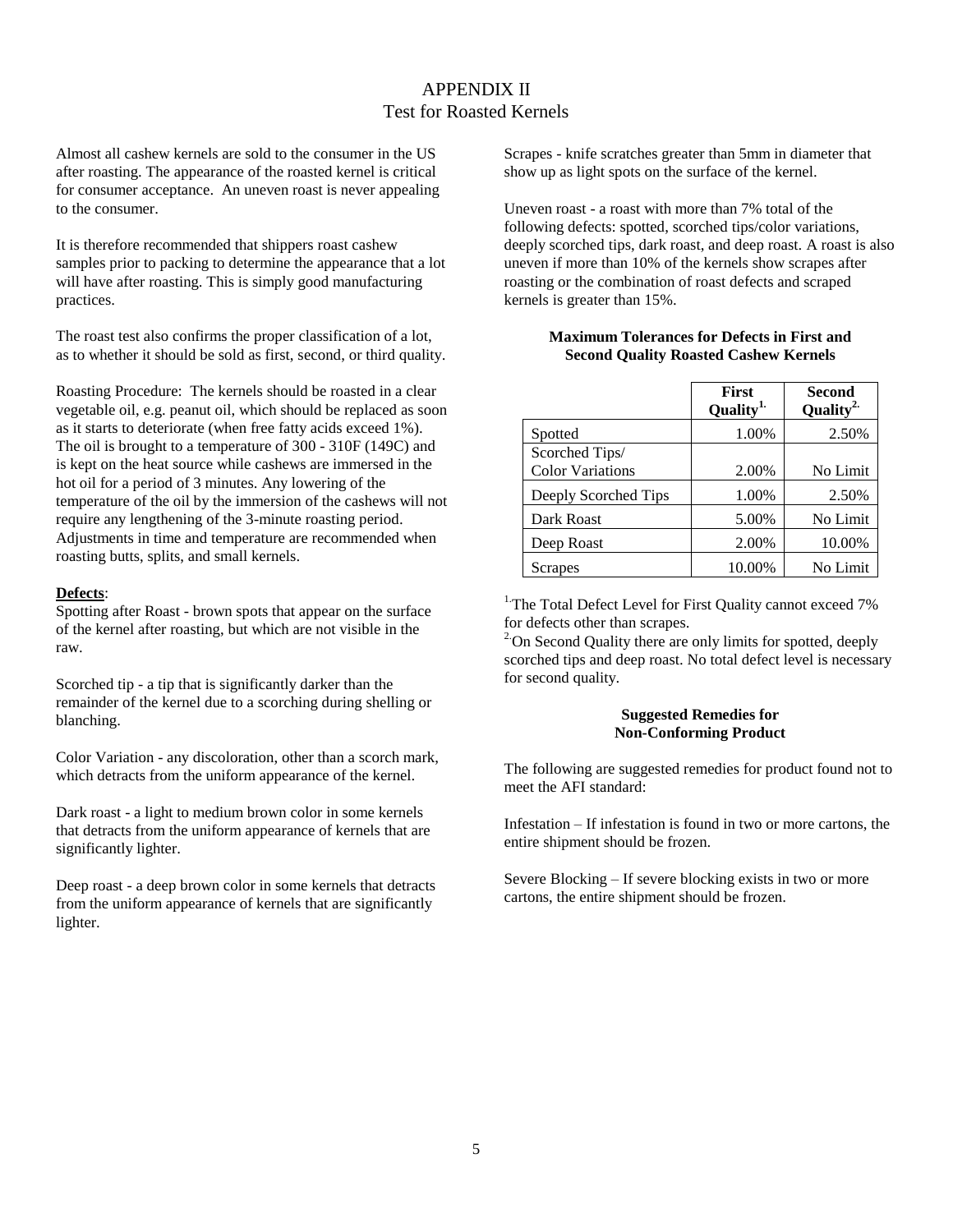# APPENDIX II
## Test for Roasted Kernels

Almost all cashew kernels are sold to the consumer in the US after roasting. The appearance of the roasted kernel is critical for consumer acceptance. An uneven roast is never appealing to the consumer.

It is therefore recommended that shippers roast cashew samples prior to packing to determine the appearance that a lot will have after roasting. This is simply good manufacturing practices.

The roast test also confirms the proper classification of a lot, as to whether it should be sold as first, second, or third quality.

Roasting Procedure: The kernels should be roasted in a clear vegetable oil, e.g. peanut oil, which should be replaced as soon as it starts to deteriorate (when free fatty acids exceed 1%). The oil is brought to a temperature of 300 - 310F (149C) and is kept on the heat source while cashews are immersed in the hot oil for a period of 3 minutes. Any lowering of the temperature of the oil by the immersion of the cashews will not require any lengthening of the 3-minute roasting period. Adjustments in time and temperature are recommended when roasting butts, splits, and small kernels.

**Defects**:

Spotting after Roast - brown spots that appear on the surface of the kernel after roasting, but which are not visible in the raw.

Scorched tip - a tip that is significantly darker than the remainder of the kernel due to a scorching during shelling or blanching.

Color Variation - any discoloration, other than a scorch mark, which detracts from the uniform appearance of the kernel.

Dark roast - a light to medium brown color in some kernels that detracts from the uniform appearance of kernels that are significantly lighter.

Deep roast - a deep brown color in some kernels that detracts from the uniform appearance of kernels that are significantly lighter.

Scrapes - knife scratches greater than 5mm in diameter that show up as light spots on the surface of the kernel.

Uneven roast - a roast with more than 7% total of the following defects: spotted, scorched tips/color variations, deeply scorched tips, dark roast, and deep roast. A roast is also uneven if more than 10% of the kernels show scrapes after roasting or the combination of roast defects and scraped kernels is greater than 15%.

**Maximum Tolerances for Defects in First and Second Quality Roasted Cashew Kernels**

| | First Quality[1.] | Second Quality[2.] |
|---|---|---|
| Spotted | 1.00% | 2.50% |
| Scorched Tips/ Color Variations | 2.00% | No Limit |
| Deeply Scorched Tips | 1.00% | 2.50% |
| Dark Roast | 5.00% | No Limit |
| Deep Roast | 2.00% | 10.00% |
| Scrapes | 10.00% | No Limit |

[1.] The Total Defect Level for First Quality cannot exceed 7% for defects other than scrapes.

[2.] On Second Quality there are only limits for spotted, deeply scorched tips and deep roast. No total defect level is necessary for second quality.

**Suggested Remedies for Non-Conforming Product**

The following are suggested remedies for product found not to meet the AFI standard:

Infestation – If infestation is found in two or more cartons, the entire shipment should be frozen.

Severe Blocking – If severe blocking exists in two or more cartons, the entire shipment should be frozen.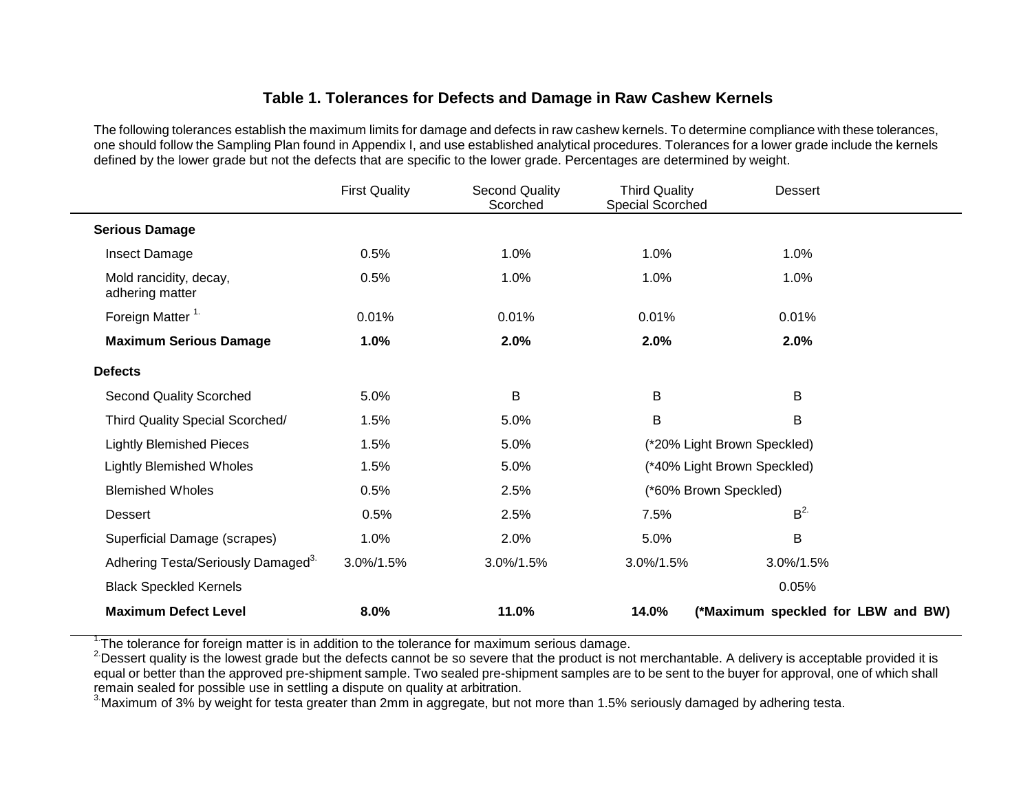### Table 1. Tolerances for Defects and Damage in Raw Cashew Kernels

The following tolerances establish the maximum limits for damage and defects in raw cashew kernels. To determine compliance with these tolerances, one should follow the Sampling Plan found in Appendix I, and use established analytical procedures. Tolerances for a lower grade include the kernels defined by the lower grade but not the defects that are specific to the lower grade. Percentages are determined by weight.

| | First Quality | Second Quality Scorched | Third Quality Special Scorched | Dessert |
|---|---|---|---|---|
| **Serious Damage** | | | | |
| Insect Damage | 0.5% | 1.0% | 1.0% | 1.0% |
| Mold rancidity, decay, adhering matter | 0.5% | 1.0% | 1.0% | 1.0% |
| Foreign Matter [1.] | 0.01% | 0.01% | 0.01% | 0.01% |
| **Maximum Serious Damage** | **1.0%** | **2.0%** | **2.0%** | **2.0%** |
| **Defects** | | | | |
| Second Quality Scorched | 5.0% | B | B | B |
| Third Quality Special Scorched/ | 1.5% | 5.0% | B | B |
| Lightly Blemished Pieces | 1.5% | 5.0% | (*20% Light Brown Speckled) | |
| Lightly Blemished Wholes | 1.5% | 5.0% | (*40% Light Brown Speckled) | |
| Blemished Wholes | 0.5% | 2.5% | (*60% Brown Speckled) | |
| Dessert | 0.5% | 2.5% | 7.5% | B[2.] |
| Superficial Damage (scrapes) | 1.0% | 2.0% | 5.0% | B |
| Adhering Testa/Seriously Damaged[3.] | 3.0%/1.5% | 3.0%/1.5% | 3.0%/1.5% | 3.0%/1.5% |
| Black Speckled Kernels | | | | 0.05% |
| **Maximum Defect Level** | **8.0%** | **11.0%** | **14.0%** | **(*Maximum speckled for LBW and BW)** |

[1.] The tolerance for foreign matter is in addition to the tolerance for maximum serious damage.
[2.] Dessert quality is the lowest grade but the defects cannot be so severe that the product is not merchantable. A delivery is acceptable provided it is equal or better than the approved pre-shipment sample. Two sealed pre-shipment samples are to be sent to the buyer for approval, one of which shall remain sealed for possible use in settling a dispute on quality at arbitration.
[3.] Maximum of 3% by weight for testa greater than 2mm in aggregate, but not more than 1.5% seriously damaged by adhering testa.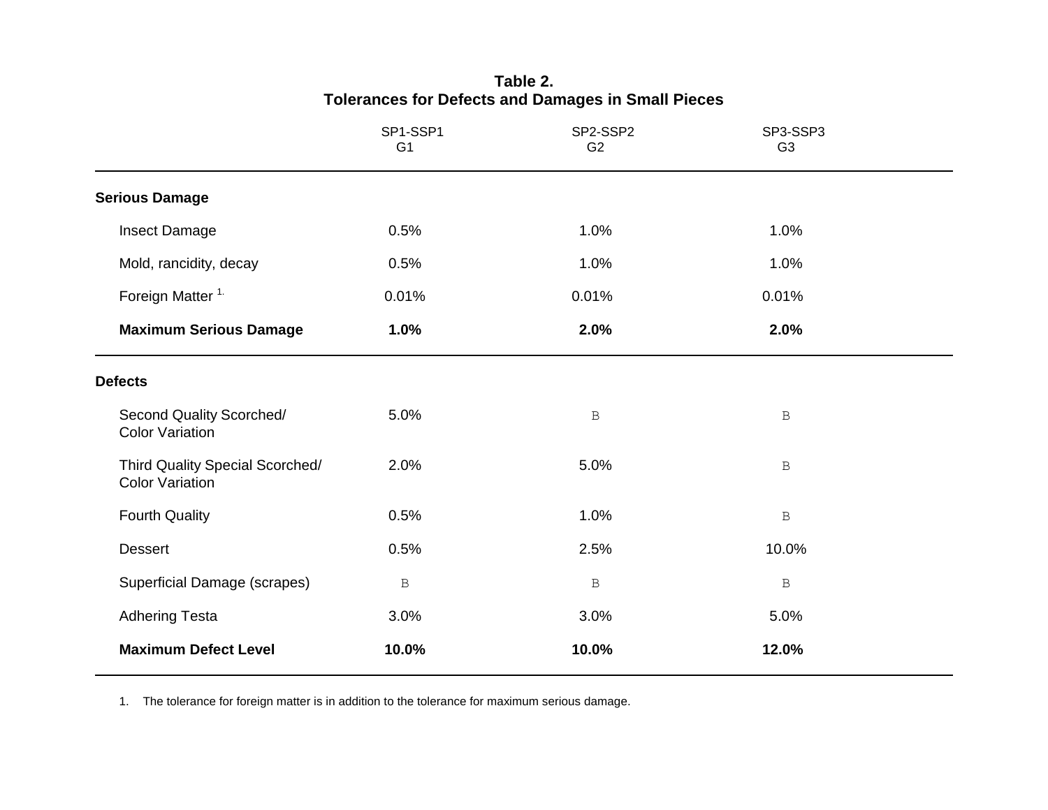**Table 2.**
**Tolerances for Defects and Damages in Small Pieces**

| | SP1-SSP1 G1 | SP2-SSP2 G2 | SP3-SSP3 G3 |
|---|---|---|---|
| **Serious Damage** | | | |
| Insect Damage | 0.5% | 1.0% | 1.0% |
| Mold, rancidity, decay | 0.5% | 1.0% | 1.0% |
| Foreign Matter [1] | 0.01% | 0.01% | 0.01% |
| **Maximum Serious Damage** | **1.0%** | **2.0%** | **2.0%** |
| **Defects** | | | |
| Second Quality Scorched/ Color Variation | 5.0% | B | B |
| Third Quality Special Scorched/ Color Variation | 2.0% | 5.0% | B |
| Fourth Quality | 0.5% | 1.0% | B |
| Dessert | 0.5% | 2.5% | 10.0% |
| Superficial Damage (scrapes) | B | B | B |
| Adhering Testa | 3.0% | 3.0% | 5.0% |
| **Maximum Defect Level** | **10.0%** | **10.0%** | **12.0%** |

1. The tolerance for foreign matter is in addition to the tolerance for maximum serious damage.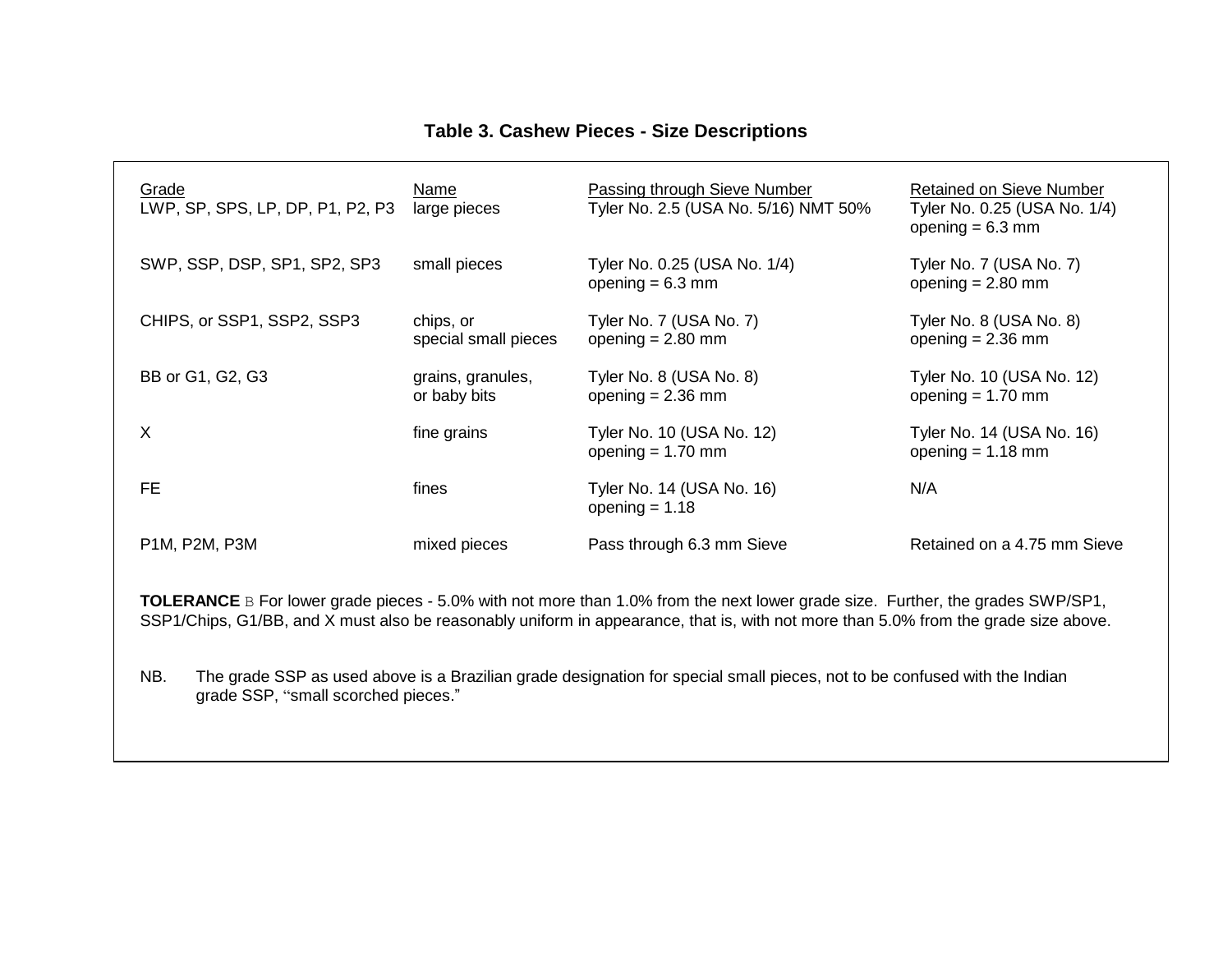**Table 3. Cashew Pieces - Size Descriptions**

| Grade | Name | Passing through Sieve Number | Retained on Sieve Number |
|---|---|---|---|
| LWP, SP, SPS, LP, DP, P1, P2, P3 | large pieces | Tyler No. 2.5 (USA No. 5/16) NMT 50% | Tyler No. 0.25 (USA No. 1/4) opening = 6.3 mm |
| SWP, SSP, DSP, SP1, SP2, SP3 | small pieces | Tyler No. 0.25 (USA No. 1/4) opening = 6.3 mm | Tyler No. 7 (USA No. 7) opening = 2.80 mm |
| CHIPS, or SSP1, SSP2, SSP3 | chips, or special small pieces | Tyler No. 7 (USA No. 7) opening = 2.80 mm | Tyler No. 8 (USA No. 8) opening = 2.36 mm |
| BB or G1, G2, G3 | grains, granules, or baby bits | Tyler No. 8 (USA No. 8) opening = 2.36 mm | Tyler No. 10 (USA No. 12) opening = 1.70 mm |
| X | fine grains | Tyler No. 10 (USA No. 12) opening = 1.70 mm | Tyler No. 14 (USA No. 16) opening = 1.18 mm |
| FE | fines | Tyler No. 14 (USA No. 16) opening = 1.18 | N/A |
| P1M, P2M, P3M | mixed pieces | Pass through 6.3 mm Sieve | Retained on a 4.75 mm Sieve |

**TOLERANCE** B For lower grade pieces - 5.0% with not more than 1.0% from the next lower grade size. Further, the grades SWP/SP1, SSP1/Chips, G1/BB, and X must also be reasonably uniform in appearance, that is, with not more than 5.0% from the grade size above.

NB. The grade SSP as used above is a Brazilian grade designation for special small pieces, not to be confused with the Indian grade SSP, "small scorched pieces."